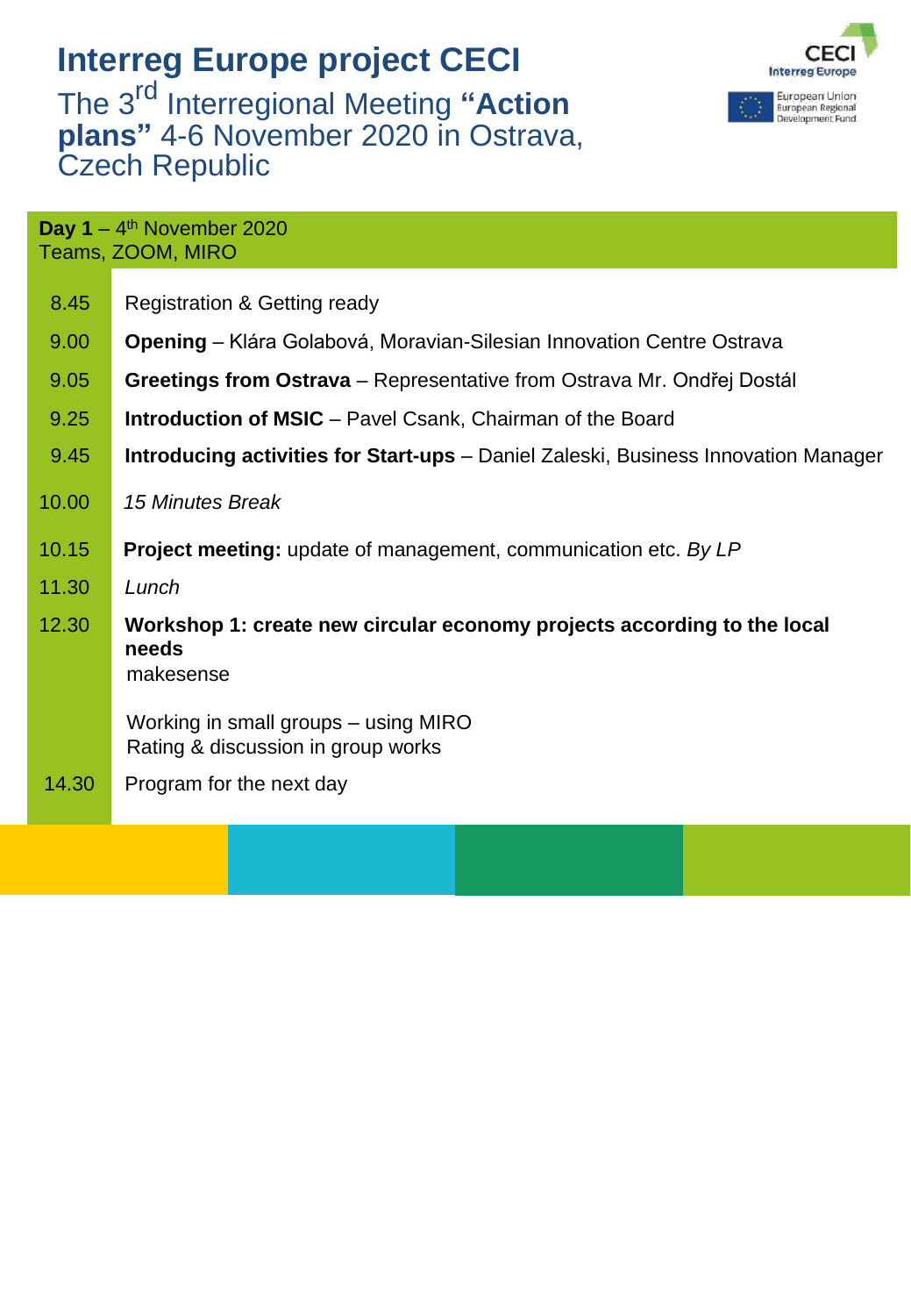# Interreg Europe project CECI

## The 3rd Interregional Meeting **"Action plans"** 4-6 November 2020 in Ostrava, Czech Republic

CECI
Interreg Europe
European Union
European Regional Development Fund

**Day 1** – 4th November 2020
Teams, ZOOM, MIRO

| | |
|---|---|
| 8.45 | Registration & Getting ready |
| 9.00 | **Opening** – Klára Golabová, Moravian-Silesian Innovation Centre Ostrava |
| 9.05 | **Greetings from Ostrava** – Representative from Ostrava Mr. Ondřej Dostál |
| 9.25 | **Introduction of MSIC** – Pavel Csank, Chairman of the Board |
| 9.45 | **Introducing activities for Start-ups** – Daniel Zaleski, Business Innovation Manager |
| 10.00 | *15 Minutes Break* |
| 10.15 | **Project meeting:** update of management, communication etc. *By LP* |
| 11.30 | *Lunch* |
| 12.30 | **Workshop 1: create new circular economy projects according to the local needs**<br>makesense<br><br>Working in small groups – using MIRO<br>Rating & discussion in group works |
| 14.30 | Program for the next day |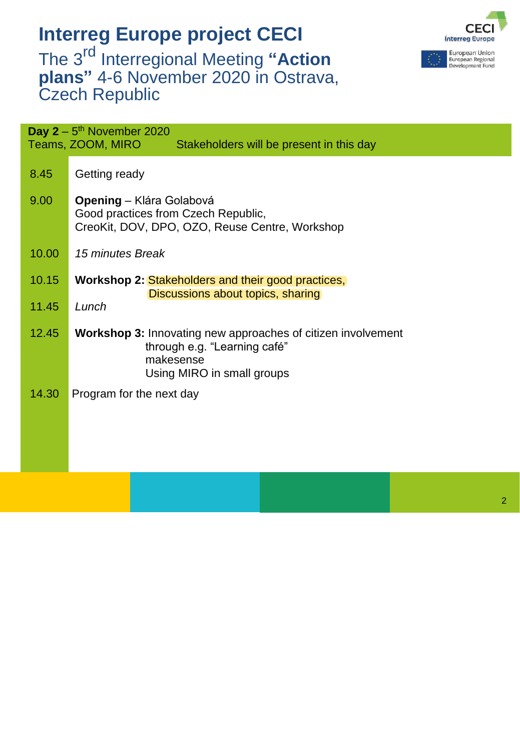# Interreg Europe project CECI

## The 3rd Interregional Meeting **"Action plans"** 4-6 November 2020 in Ostrava, Czech Republic

**Day 2** – 5th November 2020
Teams, ZOOM, MIRO  Stakeholders will be present in this day

| | |
|---|---|
| 8.45 | Getting ready |
| 9.00 | **Opening** – Klára Golabová<br>Good practices from Czech Republic,<br>CreoKit, DOV, DPO, OZO, Reuse Centre, Workshop |
| 10.00 | *15 minutes Break* |
| 10.15 | **Workshop 2:** Stakeholders and their good practices,<br>Discussions about topics, sharing |
| 11.45 | *Lunch* |
| 12.45 | **Workshop 3:** Innovating new approaches of citizen involvement<br>through e.g. "Learning café"<br>makesense<br>Using MIRO in small groups |
| 14.30 | Program for the next day |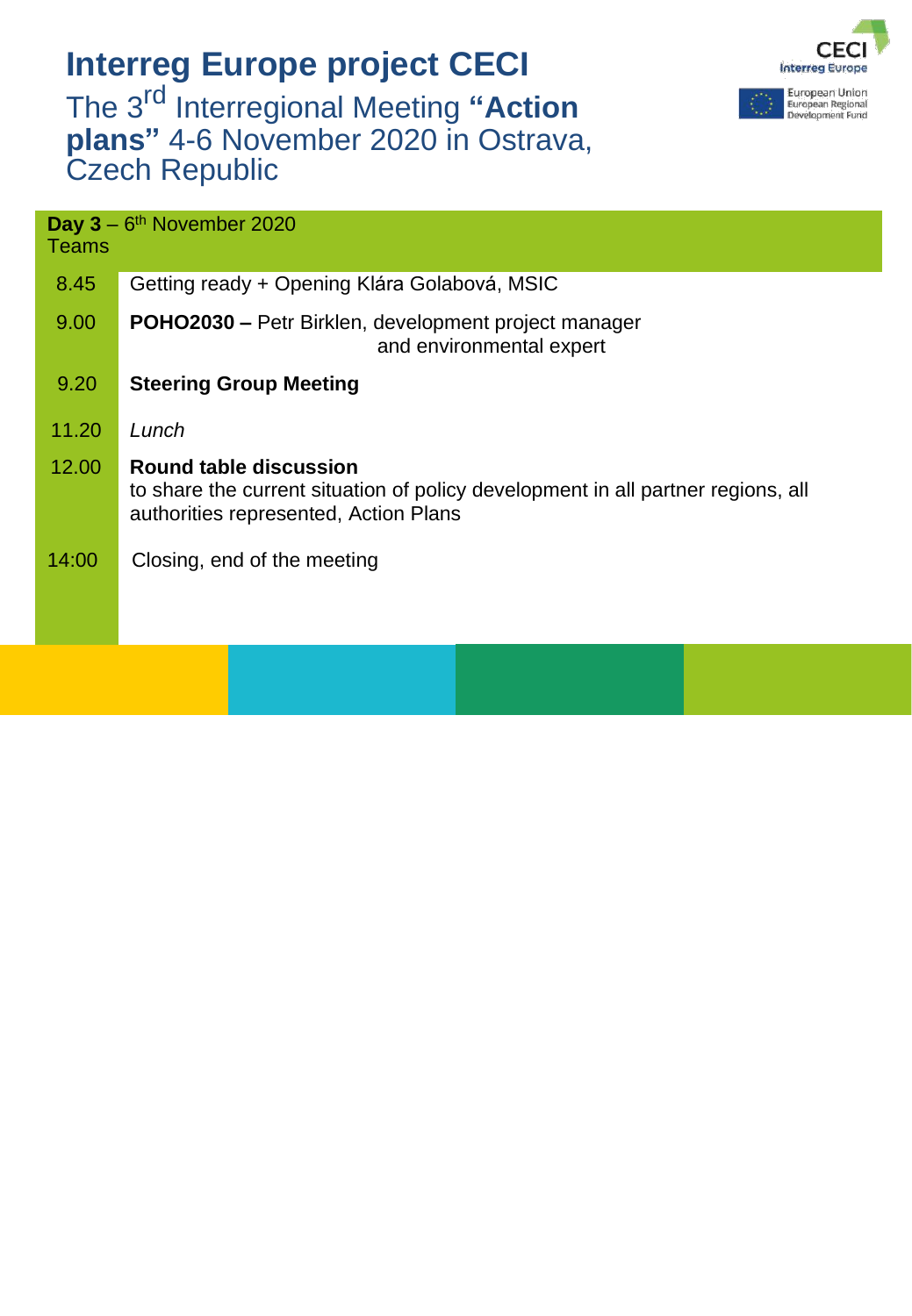# Interreg Europe project CECI

## The 3rd Interregional Meeting **"Action plans"** 4-6 November 2020 in Ostrava, Czech Republic

| | |
|---|---|
| **Day 3** – 6th November 2020 Teams | |
| 8.45 | Getting ready + Opening Klára Golabová, MSIC |
| 9.00 | **POHO2030 –** Petr Birklen, development project manager and environmental expert |
| 9.20 | **Steering Group Meeting** |
| 11.20 | *Lunch* |
| 12.00 | **Round table discussion** to share the current situation of policy development in all partner regions, all authorities represented, Action Plans |
| 14:00 | Closing, end of the meeting |